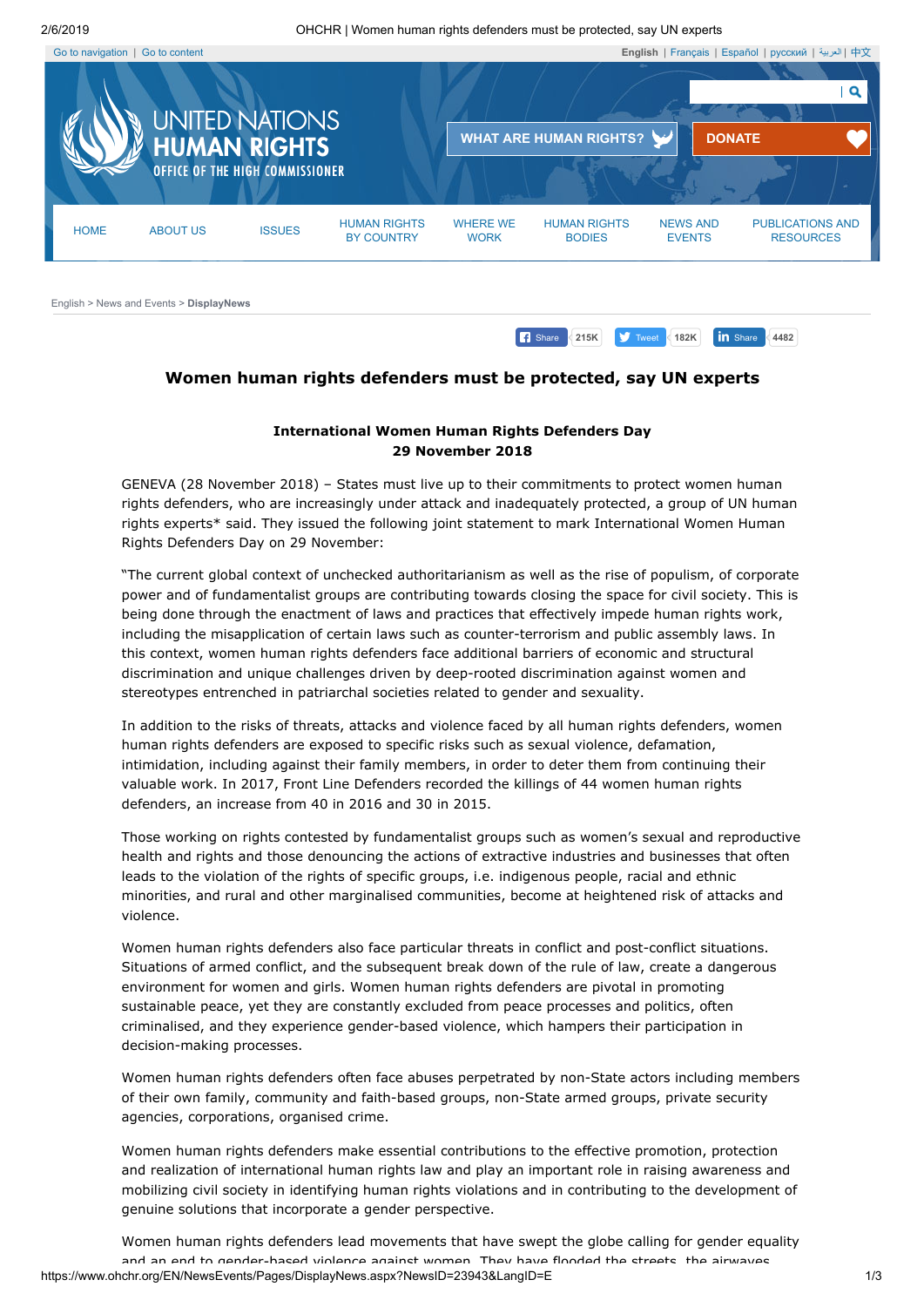# Women human rights defenders must be protected, say UN experts

**International Women Human Rights Defenders Day**
**29 November 2018**

GENEVA (28 November 2018) – States must live up to their commitments to protect women human rights defenders, who are increasingly under attack and inadequately protected, a group of UN human rights experts* said. They issued the following joint statement to mark International Women Human Rights Defenders Day on 29 November:

"The current global context of unchecked authoritarianism as well as the rise of populism, of corporate power and of fundamentalist groups are contributing towards closing the space for civil society. This is being done through the enactment of laws and practices that effectively impede human rights work, including the misapplication of certain laws such as counter-terrorism and public assembly laws. In this context, women human rights defenders face additional barriers of economic and structural discrimination and unique challenges driven by deep-rooted discrimination against women and stereotypes entrenched in patriarchal societies related to gender and sexuality.

In addition to the risks of threats, attacks and violence faced by all human rights defenders, women human rights defenders are exposed to specific risks such as sexual violence, defamation, intimidation, including against their family members, in order to deter them from continuing their valuable work. In 2017, Front Line Defenders recorded the killings of 44 women human rights defenders, an increase from 40 in 2016 and 30 in 2015.

Those working on rights contested by fundamentalist groups such as women's sexual and reproductive health and rights and those denouncing the actions of extractive industries and businesses that often leads to the violation of the rights of specific groups, i.e. indigenous people, racial and ethnic minorities, and rural and other marginalised communities, become at heightened risk of attacks and violence.

Women human rights defenders also face particular threats in conflict and post-conflict situations. Situations of armed conflict, and the subsequent break down of the rule of law, create a dangerous environment for women and girls. Women human rights defenders are pivotal in promoting sustainable peace, yet they are constantly excluded from peace processes and politics, often criminalised, and they experience gender-based violence, which hampers their participation in decision-making processes.

Women human rights defenders often face abuses perpetrated by non-State actors including members of their own family, community and faith-based groups, non-State armed groups, private security agencies, corporations, organised crime.

Women human rights defenders make essential contributions to the effective promotion, protection and realization of international human rights law and play an important role in raising awareness and mobilizing civil society in identifying human rights violations and in contributing to the development of genuine solutions that incorporate a gender perspective.

Women human rights defenders lead movements that have swept the globe calling for gender equality and an end to gender-based violence against women. They have flooded the streets, the airwaves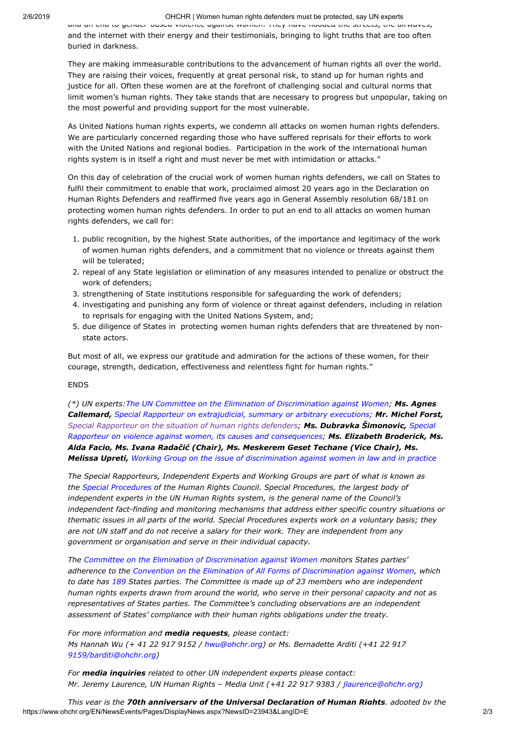and an end to gender-based violence against women. They have flooded the streets, the airwaves, and the internet with their energy and their testimonials, bringing to light truths that are too often buried in darkness.

They are making immeasurable contributions to the advancement of human rights all over the world. They are raising their voices, frequently at great personal risk, to stand up for human rights and justice for all. Often these women are at the forefront of challenging social and cultural norms that limit women's human rights. They take stands that are necessary to progress but unpopular, taking on the most powerful and providing support for the most vulnerable.

As United Nations human rights experts, we condemn all attacks on women human rights defenders. We are particularly concerned regarding those who have suffered reprisals for their efforts to work with the United Nations and regional bodies. Participation in the work of the international human rights system is in itself a right and must never be met with intimidation or attacks."

On this day of celebration of the crucial work of women human rights defenders, we call on States to fulfil their commitment to enable that work, proclaimed almost 20 years ago in the Declaration on Human Rights Defenders and reaffirmed five years ago in General Assembly resolution 68/181 on protecting women human rights defenders. In order to put an end to all attacks on women human rights defenders, we call for:

1. public recognition, by the highest State authorities, of the importance and legitimacy of the work of women human rights defenders, and a commitment that no violence or threats against them will be tolerated;
2. repeal of any State legislation or elimination of any measures intended to penalize or obstruct the work of defenders;
3. strengthening of State institutions responsible for safeguarding the work of defenders;
4. investigating and punishing any form of violence or threat against defenders, including in relation to reprisals for engaging with the United Nations System, and;
5. due diligence of States in protecting women human rights defenders that are threatened by non-state actors.

But most of all, we express our gratitude and admiration for the actions of these women, for their courage, strength, dedication, effectiveness and relentless fight for human rights."

ENDS

*(\*) UN experts: The UN Committee on the Elimination of Discrimination against Women; **Ms. Agnes Callemard,** Special Rapporteur on extrajudicial, summary or arbitrary executions; **Mr. Michel Forst,** Special Rapporteur on the situation of human rights defenders; **Ms. Dubravka Šimonovic,** Special Rapporteur on violence against women, its causes and consequences; **Ms. Elizabeth Broderick, Ms. Alda Facio, Ms. Ivana Radačić (Chair), Ms. Meskerem Geset Techane (Vice Chair), Ms. Melissa Upreti,** Working Group on the issue of discrimination against women in law and in practice*

*The Special Rapporteurs, Independent Experts and Working Groups are part of what is known as the Special Procedures of the Human Rights Council. Special Procedures, the largest body of independent experts in the UN Human Rights system, is the general name of the Council's independent fact-finding and monitoring mechanisms that address either specific country situations or thematic issues in all parts of the world. Special Procedures experts work on a voluntary basis; they are not UN staff and do not receive a salary for their work. They are independent from any government or organisation and serve in their individual capacity.*

*The Committee on the Elimination of Discrimination against Women monitors States parties' adherence to the Convention on the Elimination of All Forms of Discrimination against Women, which to date has 189 States parties. The Committee is made up of 23 members who are independent human rights experts drawn from around the world, who serve in their personal capacity and not as representatives of States parties. The Committee's concluding observations are an independent assessment of States' compliance with their human rights obligations under the treaty.*

*For more information and **media requests**, please contact:*
*Ms Hannah Wu (+ 41 22 917 9152 / hwu@ohchr.org) or Ms. Bernadette Arditi (+41 22 917 9159/barditi@ohchr.org)*

*For **media inquiries** related to other UN independent experts please contact:*
*Mr. Jeremy Laurence, UN Human Rights – Media Unit (+41 22 917 9383 / jlaurence@ohchr.org)*

*This year is the **70th anniversary of the Universal Declaration of Human Rights**, adopted by the*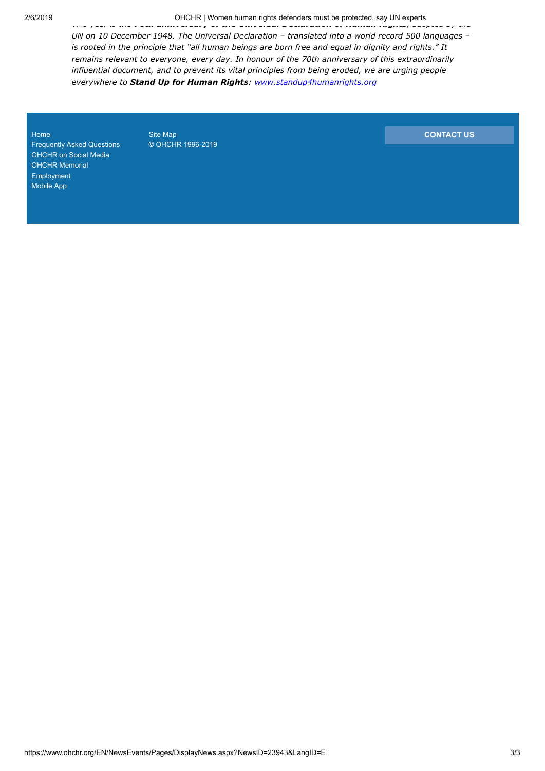*This year is the **70th anniversary of the Universal Declaration of Human Rights**, adopted by the UN on 10 December 1948. The Universal Declaration – translated into a world record 500 languages – is rooted in the principle that "all human beings are born free and equal in dignity and rights." It remains relevant to everyone, every day. In honour of the 70th anniversary of this extraordinarily influential document, and to prevent its vital principles from being eroded, we are urging people everywhere to **Stand Up for Human Rights**: www.standup4humanrights.org*

Home
Frequently Asked Questions
OHCHR on Social Media
OHCHR Memorial
Employment
Mobile App

Site Map
© OHCHR 1996-2019

CONTACT US